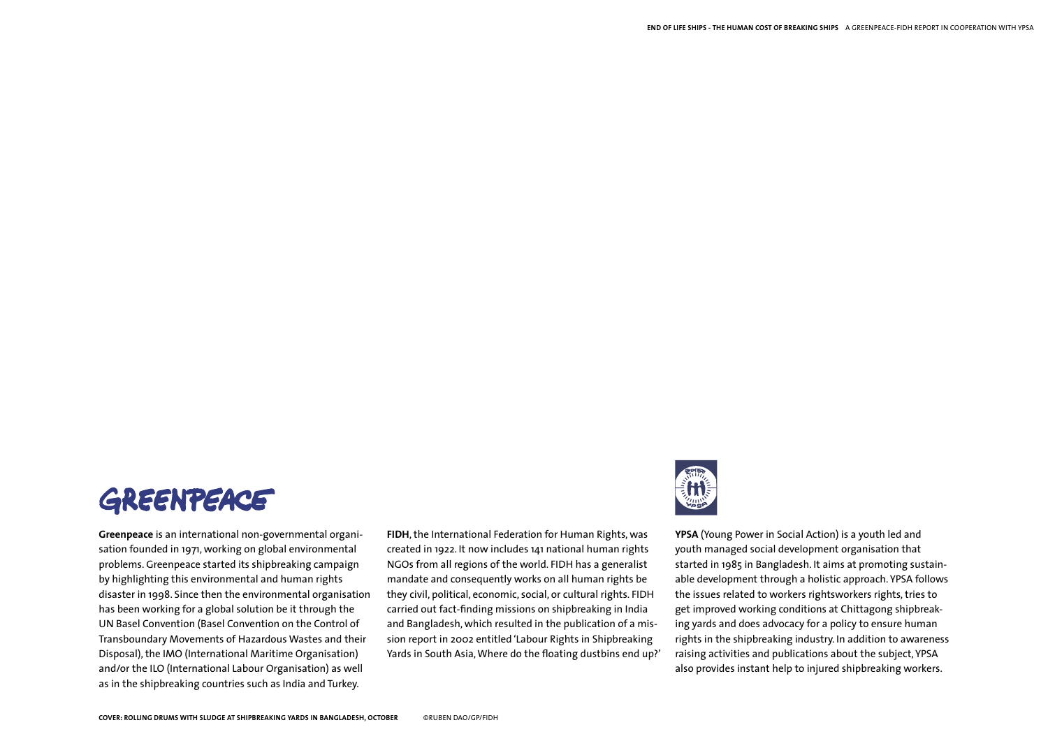GREENPEACE

**Greenpeace** is an international non-governmental organisation founded in 1971, working on global environmental problems. Greenpeace started its shipbreaking campaign by highlighting this environmental and human rights disaster in 1998. Since then the environmental organisation has been working for a global solution be it through the UN Basel Convention (Basel Convention on the Control of Transboundary Movements of Hazardous Wastes and their Disposal), the IMO (International Maritime Organisation) and/or the ILO (International Labour Organisation) as well as in the shipbreaking countries such as India and Turkey.

**FIDH**, the International Federation for Human Rights, was created in 1922. It now includes 141 national human rights NGOs from all regions of the world. FIDH has a generalist mandate and consequently works on all human rights be they civil, political, economic, social, or cultural rights. FIDH carried out fact-finding missions on shipbreaking in India and Bangladesh, which resulted in the publication of a mission report in 2002 entitled 'Labour Rights in Shipbreaking Yards in South Asia, Where do the floating dustbins end up?'

**YPSA** (Young Power in Social Action) is a youth led and youth managed social development organisation that started in 1985 in Bangladesh. It aims at promoting sustainable development through a holistic approach. YPSA follows the issues related to workers rightsworkers rights, tries to get improved working conditions at Chittagong shipbreaking yards and does advocacy for a policy to ensure human rights in the shipbreaking industry. In addition to awareness raising activities and publications about the subject, YPSA also provides instant help to injured shipbreaking workers.

**COVER: ROLLING DRUMS WITH SLUDGE AT SHIPBREAKING YARDS IN BANGLADESH, OCTOBER** ©RUBEN DAO/GP/FIDH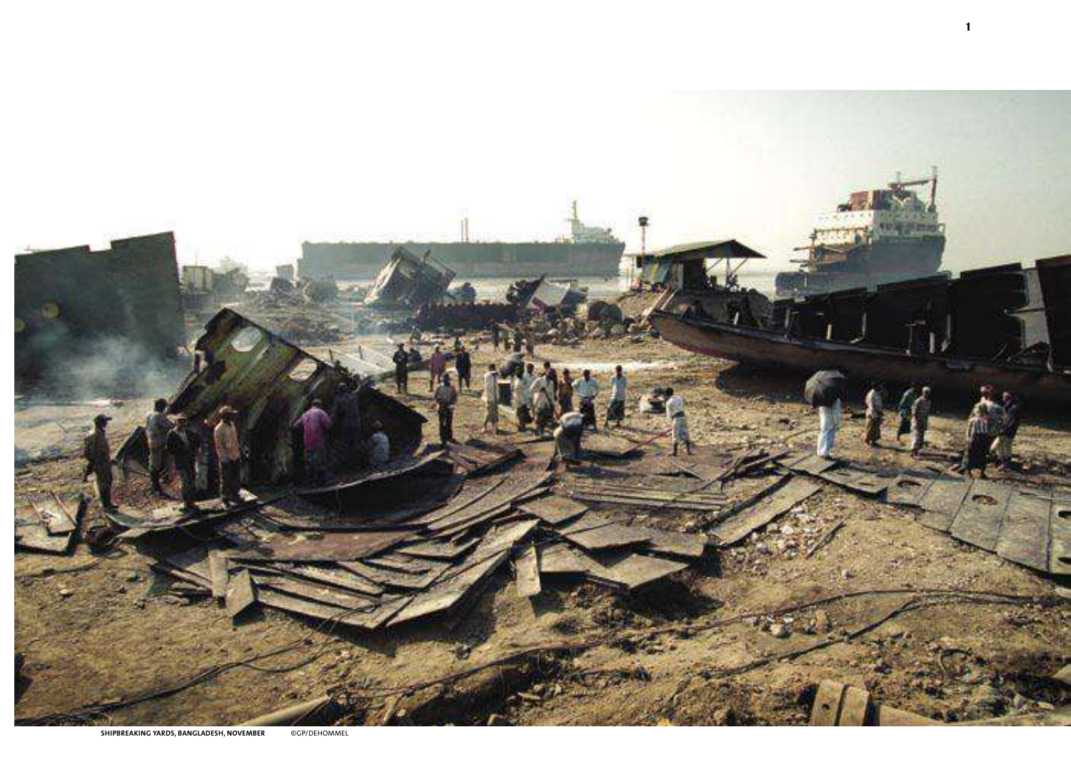SHIPBREAKING YARDS, BANGLADESH, NOVEMBER ©GP/DEHOMMEL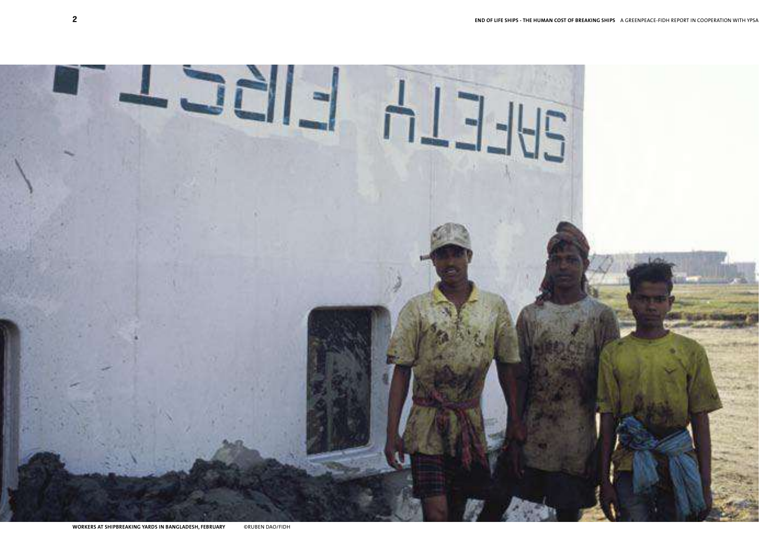WORKERS AT SHIPBREAKING YARDS IN BANGLADESH, FEBRUARY ©RUBEN DAO/FIDH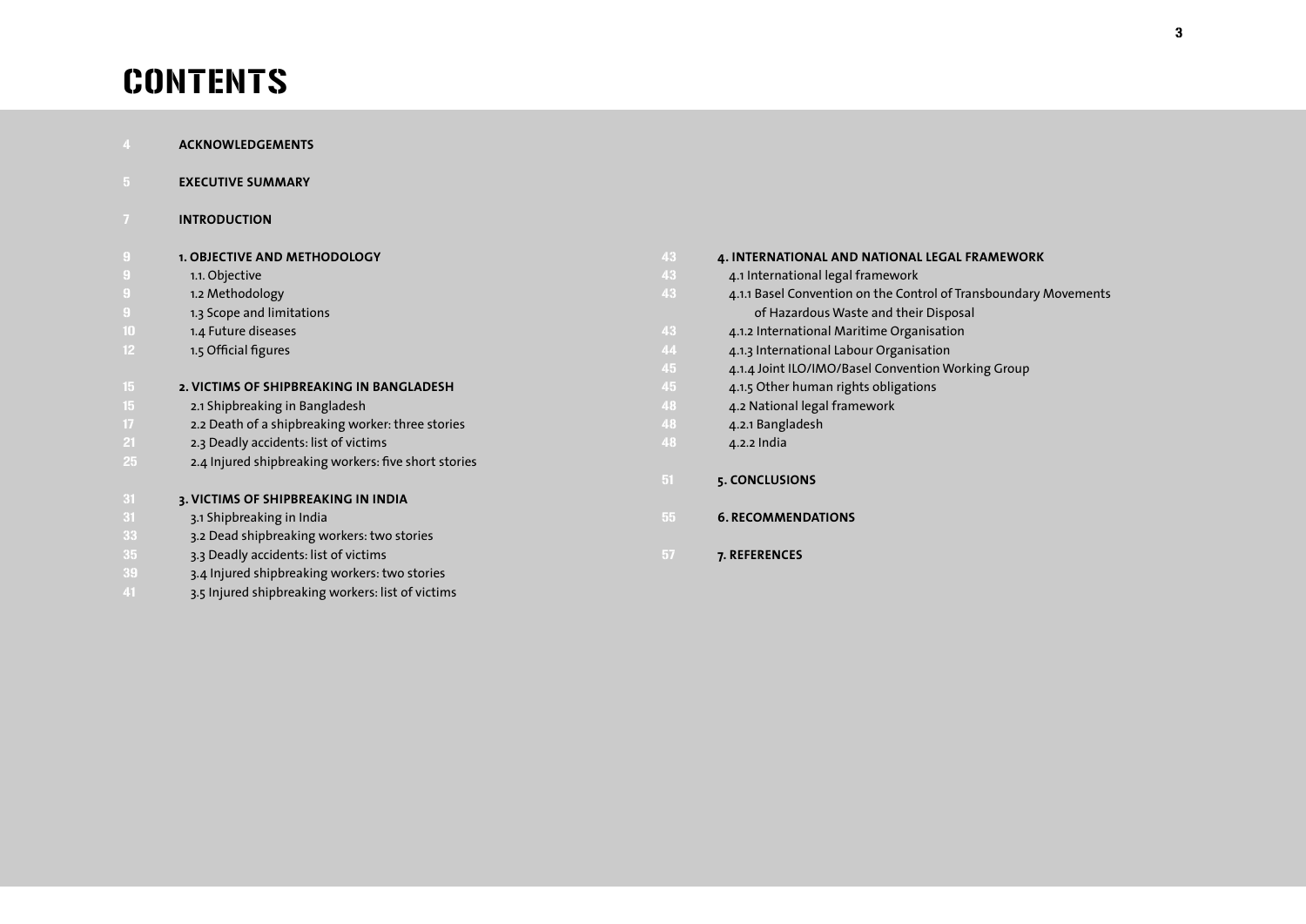# CONTENTS

| | |
|---|---|
| 4 | **ACKNOWLEDGEMENTS** |
| 5 | **EXECUTIVE SUMMARY** |
| 7 | **INTRODUCTION** |
| 9 | **1. OBJECTIVE AND METHODOLOGY** |
| 9 | 1.1. Objective |
| 9 | 1.2 Methodology |
| 9 | 1.3 Scope and limitations |
| 10 | 1.4 Future diseases |
| 12 | 1.5 Official figures |
| 15 | **2. VICTIMS OF SHIPBREAKING IN BANGLADESH** |
| 15 | 2.1 Shipbreaking in Bangladesh |
| 17 | 2.2 Death of a shipbreaking worker: three stories |
| 21 | 2.3 Deadly accidents: list of victims |
| 25 | 2.4 Injured shipbreaking workers: five short stories |
| 31 | **3. VICTIMS OF SHIPBREAKING IN INDIA** |
| 31 | 3.1 Shipbreaking in India |
| 33 | 3.2 Dead shipbreaking workers: two stories |
| 35 | 3.3 Deadly accidents: list of victims |
| 39 | 3.4 Injured shipbreaking workers: two stories |
| 41 | 3.5 Injured shipbreaking workers: list of victims |
| 43 | **4. INTERNATIONAL AND NATIONAL LEGAL FRAMEWORK** |
| 43 | 4.1 International legal framework |
| 43 | 4.1.1 Basel Convention on the Control of Transboundary Movements of Hazardous Waste and their Disposal |
| 43 | 4.1.2 International Maritime Organisation |
| 44 | 4.1.3 International Labour Organisation |
| 45 | 4.1.4 Joint ILO/IMO/Basel Convention Working Group |
| 45 | 4.1.5 Other human rights obligations |
| 48 | 4.2 National legal framework |
| 48 | 4.2.1 Bangladesh |
| 48 | 4.2.2 India |
| 51 | **5. CONCLUSIONS** |
| 55 | **6. RECOMMENDATIONS** |
| 57 | **7. REFERENCES** |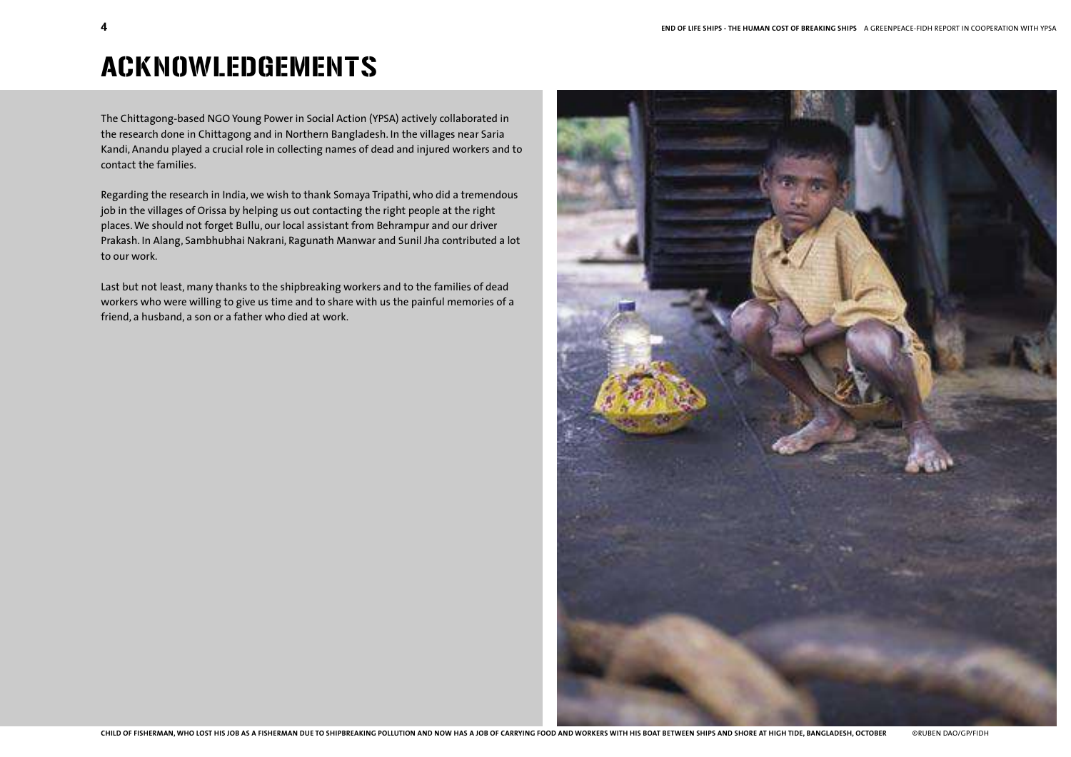# ACKNOWLEDGEMENTS

The Chittagong-based NGO Young Power in Social Action (YPSA) actively collaborated in the research done in Chittagong and in Northern Bangladesh. In the villages near Saria Kandi, Anandu played a crucial role in collecting names of dead and injured workers and to contact the families.

Regarding the research in India, we wish to thank Somaya Tripathi, who did a tremendous job in the villages of Orissa by helping us out contacting the right people at the right places. We should not forget Bullu, our local assistant from Behrampur and our driver Prakash. In Alang, Sambhubhai Nakrani, Ragunath Manwar and Sunil Jha contributed a lot to our work.

Last but not least, many thanks to the shipbreaking workers and to the families of dead workers who were willing to give us time and to share with us the painful memories of a friend, a husband, a son or a father who died at work.

CHILD OF FISHERMAN, WHO LOST HIS JOB AS A FISHERMAN DUE TO SHIPBREAKING POLLUTION AND NOW HAS A JOB OF CARRYING FOOD AND WORKERS WITH HIS BOAT BETWEEN SHIPS AND SHORE AT HIGH TIDE, BANGLADESH, OCTOBER ©RUBEN DAO/GP/FIDH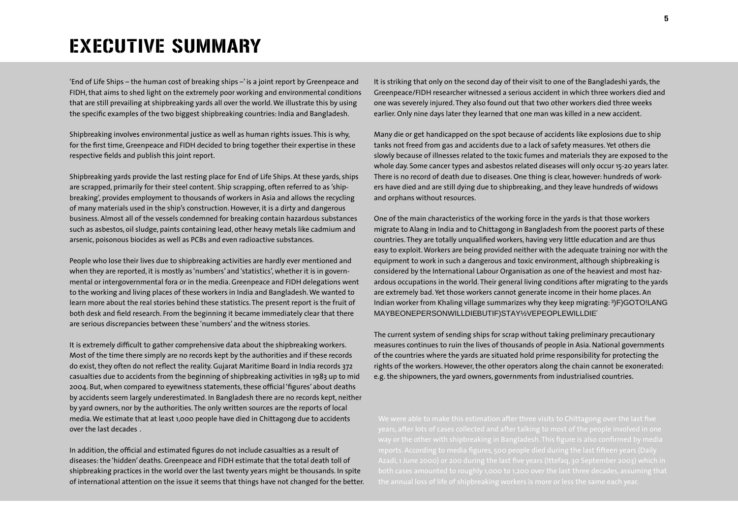# EXECUTIVE SUMMARY

'End of Life Ships – the human cost of breaking ships –' is a joint report by Greenpeace and FIDH, that aims to shed light on the extremely poor working and environmental conditions that are still prevailing at shipbreaking yards all over the world. We illustrate this by using the specific examples of the two biggest shipbreaking countries: India and Bangladesh.

Shipbreaking involves environmental justice as well as human rights issues. This is why, for the first time, Greenpeace and FIDH decided to bring together their expertise in these respective fields and publish this joint report.

Shipbreaking yards provide the last resting place for End of Life Ships. At these yards, ships are scrapped, primarily for their steel content. Ship scrapping, often referred to as 'shipbreaking', provides employment to thousands of workers in Asia and allows the recycling of many materials used in the ship's construction. However, it is a dirty and dangerous business. Almost all of the vessels condemned for breaking contain hazardous substances such as asbestos, oil sludge, paints containing lead, other heavy metals like cadmium and arsenic, poisonous biocides as well as PCBs and even radioactive substances.

People who lose their lives due to shipbreaking activities are hardly ever mentioned and when they are reported, it is mostly as 'numbers' and 'statistics', whether it is in governmental or intergovernmental fora or in the media. Greenpeace and FIDH delegations went to the working and living places of these workers in India and Bangladesh. We wanted to learn more about the real stories behind these statistics. The present report is the fruit of both desk and field research. From the beginning it became immediately clear that there are serious discrepancies between these 'numbers' and the witness stories.

It is extremely difficult to gather comprehensive data about the shipbreaking workers. Most of the time there simply are no records kept by the authorities and if these records do exist, they often do not reflect the reality. Gujarat Maritime Board in India records 372 casualties due to accidents from the beginning of shipbreaking activities in 1983 up to mid 2004. But, when compared to eyewitness statements, these official 'figures' about deaths by accidents seem largely underestimated. In Bangladesh there are no records kept, neither by yard owners, nor by the authorities. The only written sources are the reports of local media. We estimate that at least 1,000 people have died in Chittagong due to accidents over the last decades .

In addition, the official and estimated figures do not include casualties as a result of diseases: the 'hidden' deaths. Greenpeace and FIDH estimate that the total death toll of shipbreaking practices in the world over the last twenty years might be thousands. In spite of international attention on the issue it seems that things have not changed for the better.

It is striking that only on the second day of their visit to one of the Bangladeshi yards, the Greenpeace/FIDH researcher witnessed a serious accident in which three workers died and one was severely injured. They also found out that two other workers died three weeks earlier. Only nine days later they learned that one man was killed in a new accident.

Many die or get handicapped on the spot because of accidents like explosions due to ship tanks not freed from gas and accidents due to a lack of safety measures. Yet others die slowly because of illnesses related to the toxic fumes and materials they are exposed to the whole day. Some cancer types and asbestos related diseases will only occur 15-20 years later. There is no record of death due to diseases. One thing is clear, however: hundreds of workers have died and are still dying due to shipbreaking, and they leave hundreds of widows and orphans without resources.

One of the main characteristics of the working force in the yards is that those workers migrate to Alang in India and to Chittagong in Bangladesh from the poorest parts of these countries. They are totally unqualified workers, having very little education and are thus easy to exploit. Workers are being provided neither with the adequate training nor with the equipment to work in such a dangerous and toxic environment, although shipbreaking is considered by the International Labour Organisation as one of the heaviest and most hazardous occupations in the world. Their general living conditions after migrating to the yards are extremely bad. Yet those workers cannot generate income in their home places. An Indian worker from Khaling village summarizes why they keep migrating: ³)F)GOTO!LANG MAYBEONEPERSONWILLDIEBUTIF)STAY½VEPEOPLEWILLDIE´

The current system of sending ships for scrap without taking preliminary precautionary measures continues to ruin the lives of thousands of people in Asia. National governments of the countries where the yards are situated hold prime responsibility for protecting the rights of the workers. However, the other operators along the chain cannot be exonerated: e.g. the shipowners, the yard owners, governments from industrialised countries.

We were able to make this estimation after three visits to Chittagong over the last five years, after lots of cases collected and after talking to most of the people involved in one way or the other with shipbreaking in Bangladesh. This figure is also confirmed by media reports. According to media figures, 500 people died during the last fifteen years (Daily Azadi, 1 June 2000) or 200 during the last five years (Ittefaq, 30 September 2003) which in both cases amounted to roughly 1,000 to 1,200 over the last three decades, assuming that the annual loss of life of shipbreaking workers is more or less the same each year.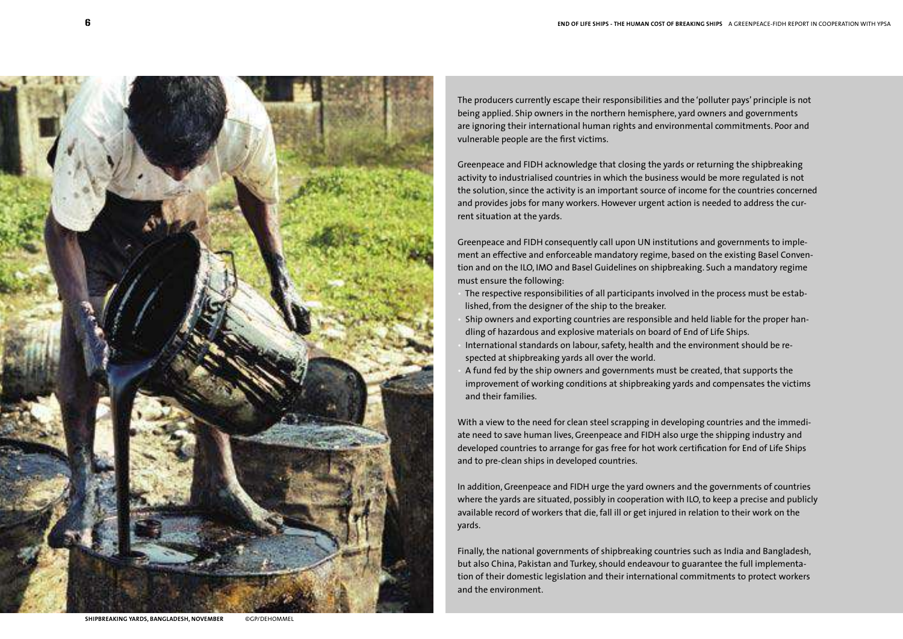SHIPBREAKING YARDS, BANGLADESH, NOVEMBER ©GP/DEHOMMEL

The producers currently escape their responsibilities and the 'polluter pays' principle is not being applied. Ship owners in the northern hemisphere, yard owners and governments are ignoring their international human rights and environmental commitments. Poor and vulnerable people are the first victims.

Greenpeace and FIDH acknowledge that closing the yards or returning the shipbreaking activity to industrialised countries in which the business would be more regulated is not the solution, since the activity is an important source of income for the countries concerned and provides jobs for many workers. However urgent action is needed to address the current situation at the yards.

Greenpeace and FIDH consequently call upon UN institutions and governments to implement an effective and enforceable mandatory regime, based on the existing Basel Convention and on the ILO, IMO and Basel Guidelines on shipbreaking. Such a mandatory regime must ensure the following:

- The respective responsibilities of all participants involved in the process must be established, from the designer of the ship to the breaker.
- Ship owners and exporting countries are responsible and held liable for the proper handling of hazardous and explosive materials on board of End of Life Ships.
- International standards on labour, safety, health and the environment should be respected at shipbreaking yards all over the world.
- A fund fed by the ship owners and governments must be created, that supports the improvement of working conditions at shipbreaking yards and compensates the victims and their families.

With a view to the need for clean steel scrapping in developing countries and the immediate need to save human lives, Greenpeace and FIDH also urge the shipping industry and developed countries to arrange for gas free for hot work certification for End of Life Ships and to pre-clean ships in developed countries.

In addition, Greenpeace and FIDH urge the yard owners and the governments of countries where the yards are situated, possibly in cooperation with ILO, to keep a precise and publicly available record of workers that die, fall ill or get injured in relation to their work on the yards.

Finally, the national governments of shipbreaking countries such as India and Bangladesh, but also China, Pakistan and Turkey, should endeavour to guarantee the full implementation of their domestic legislation and their international commitments to protect workers and the environment.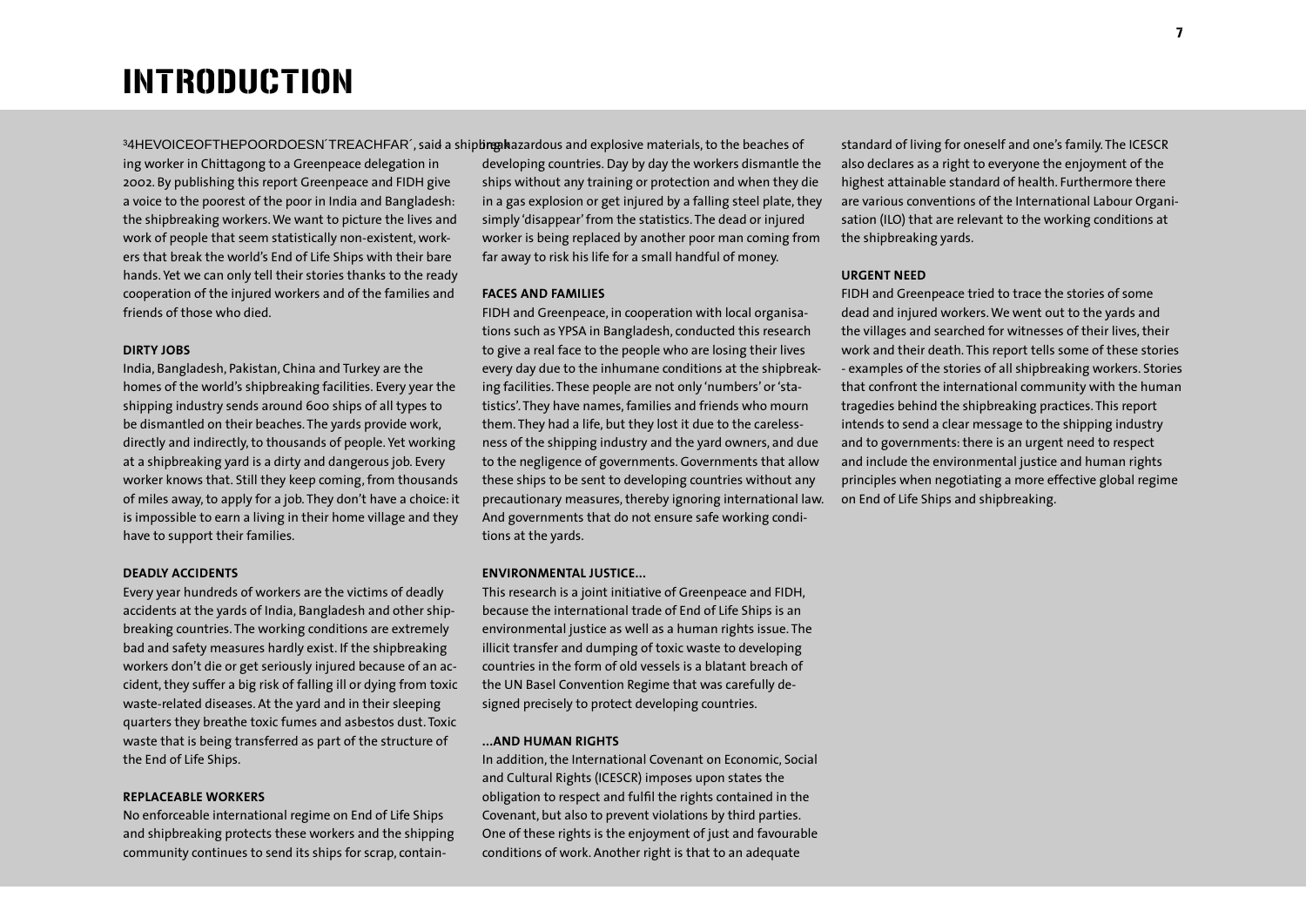# INTRODUCTION

'The voice of the poor doesn't reach far', said a shipbreaking worker in Chittagong to a Greenpeace delegation in 2002. By publishing this report Greenpeace and FIDH give a voice to the poorest of the poor in India and Bangladesh: the shipbreaking workers. We want to picture the lives and work of people that seem statistically non-existent, workers that break the world's End of Life Ships with their bare hands. Yet we can only tell their stories thanks to the ready cooperation of the injured workers and of the families and friends of those who died.

**DIRTY JOBS**

India, Bangladesh, Pakistan, China and Turkey are the homes of the world's shipbreaking facilities. Every year the shipping industry sends around 600 ships of all types to be dismantled on their beaches. The yards provide work, directly and indirectly, to thousands of people. Yet working at a shipbreaking yard is a dirty and dangerous job. Every worker knows that. Still they keep coming, from thousands of miles away, to apply for a job. They don't have a choice: it is impossible to earn a living in their home village and they have to support their families.

**DEADLY ACCIDENTS**

Every year hundreds of workers are the victims of deadly accidents at the yards of India, Bangladesh and other shipbreaking countries. The working conditions are extremely bad and safety measures hardly exist. If the shipbreaking workers don't die or get seriously injured because of an accident, they suffer a big risk of falling ill or dying from toxic waste-related diseases. At the yard and in their sleeping quarters they breathe toxic fumes and asbestos dust. Toxic waste that is being transferred as part of the structure of the End of Life Ships.

**REPLACEABLE WORKERS**

No enforceable international regime on End of Life Ships and shipbreaking protects these workers and the shipping community continues to send its ships for scrap, containing hazardous and explosive materials, to the beaches of developing countries. Day by day the workers dismantle the ships without any training or protection and when they die in a gas explosion or get injured by a falling steel plate, they simply 'disappear' from the statistics. The dead or injured worker is being replaced by another poor man coming from far away to risk his life for a small handful of money.

**FACES AND FAMILIES**

FIDH and Greenpeace, in cooperation with local organisations such as YPSA in Bangladesh, conducted this research to give a real face to the people who are losing their lives every day due to the inhumane conditions at the shipbreaking facilities. These people are not only 'numbers' or 'statistics'. They have names, families and friends who mourn them. They had a life, but they lost it due to the carelessness of the shipping industry and the yard owners, and due to the negligence of governments. Governments that allow these ships to be sent to developing countries without any precautionary measures, thereby ignoring international law. And governments that do not ensure safe working conditions at the yards.

**ENVIRONMENTAL JUSTICE...**

This research is a joint initiative of Greenpeace and FIDH, because the international trade of End of Life Ships is an environmental justice as well as a human rights issue. The illicit transfer and dumping of toxic waste to developing countries in the form of old vessels is a blatant breach of the UN Basel Convention Regime that was carefully designed precisely to protect developing countries.

**...AND HUMAN RIGHTS**

In addition, the International Covenant on Economic, Social and Cultural Rights (ICESCR) imposes upon states the obligation to respect and fulfil the rights contained in the Covenant, but also to prevent violations by third parties. One of these rights is the enjoyment of just and favourable conditions of work. Another right is that to an adequate standard of living for oneself and one's family. The ICESCR also declares as a right to everyone the enjoyment of the highest attainable standard of health. Furthermore there are various conventions of the International Labour Organisation (ILO) that are relevant to the working conditions at the shipbreaking yards.

**URGENT NEED**

FIDH and Greenpeace tried to trace the stories of some dead and injured workers. We went out to the yards and the villages and searched for witnesses of their lives, their work and their death. This report tells some of these stories - examples of the stories of all shipbreaking workers. Stories that confront the international community with the human tragedies behind the shipbreaking practices. This report intends to send a clear message to the shipping industry and to governments: there is an urgent need to respect and include the environmental justice and human rights principles when negotiating a more effective global regime on End of Life Ships and shipbreaking.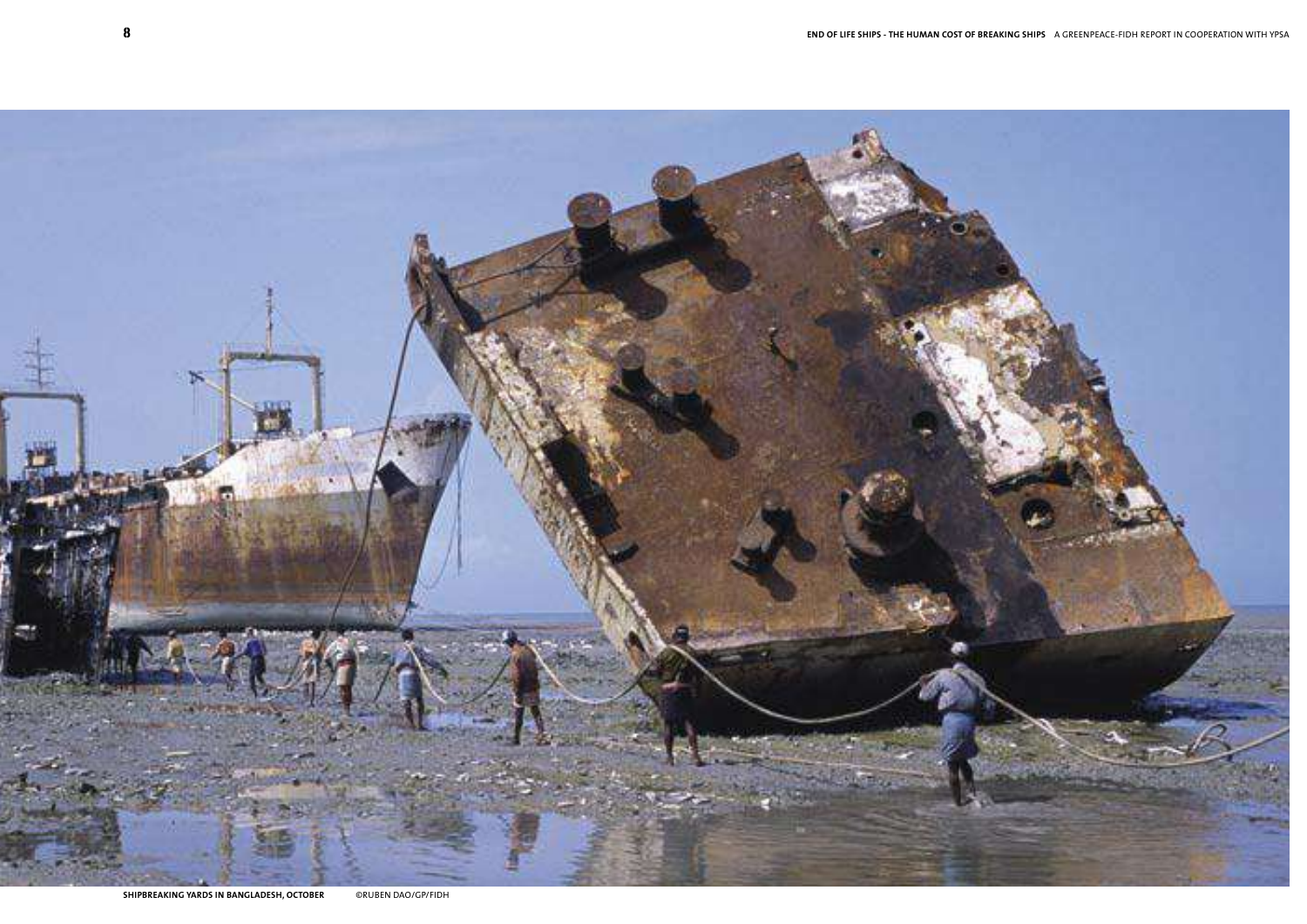SHIPBREAKING YARDS IN BANGLADESH, OCTOBER ©RUBEN DAO/GP/FIDH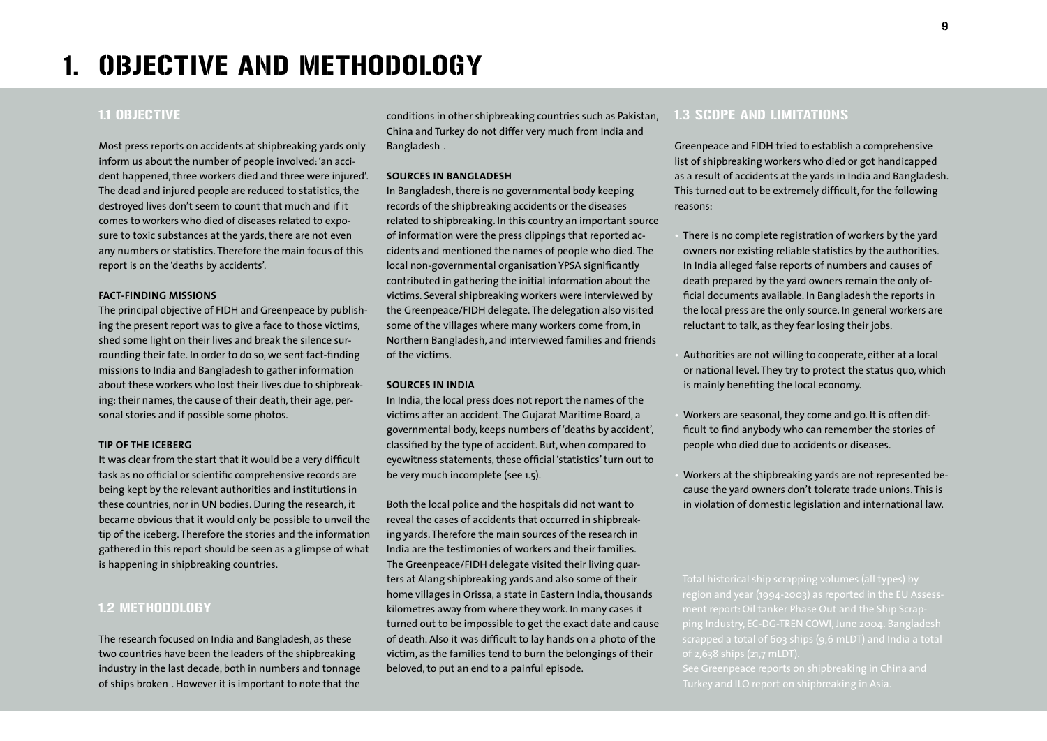# 1. OBJECTIVE AND METHODOLOGY

## 1.1 OBJECTIVE

Most press reports on accidents at shipbreaking yards only inform us about the number of people involved: 'an accident happened, three workers died and three were injured'. The dead and injured people are reduced to statistics, the destroyed lives don't seem to count that much and if it comes to workers who died of diseases related to exposure to toxic substances at the yards, there are not even any numbers or statistics. Therefore the main focus of this report is on the 'deaths by accidents'.

**FACT-FINDING MISSIONS**

The principal objective of FIDH and Greenpeace by publishing the present report was to give a face to those victims, shed some light on their lives and break the silence surrounding their fate. In order to do so, we sent fact-finding missions to India and Bangladesh to gather information about these workers who lost their lives due to shipbreaking: their names, the cause of their death, their age, personal stories and if possible some photos.

**TIP OF THE ICEBERG**

It was clear from the start that it would be a very difficult task as no official or scientific comprehensive records are being kept by the relevant authorities and institutions in these countries, nor in UN bodies. During the research, it became obvious that it would only be possible to unveil the tip of the iceberg. Therefore the stories and the information gathered in this report should be seen as a glimpse of what is happening in shipbreaking countries.

## 1.2 METHODOLOGY

The research focused on India and Bangladesh, as these two countries have been the leaders of the shipbreaking industry in the last decade, both in numbers and tonnage of ships broken . However it is important to note that the conditions in other shipbreaking countries such as Pakistan, China and Turkey do not differ very much from India and Bangladesh .

**SOURCES IN BANGLADESH**

In Bangladesh, there is no governmental body keeping records of the shipbreaking accidents or the diseases related to shipbreaking. In this country an important source of information were the press clippings that reported accidents and mentioned the names of people who died. The local non-governmental organisation YPSA significantly contributed in gathering the initial information about the victims. Several shipbreaking workers were interviewed by the Greenpeace/FIDH delegate. The delegation also visited some of the villages where many workers come from, in Northern Bangladesh, and interviewed families and friends of the victims.

**SOURCES IN INDIA**

In India, the local press does not report the names of the victims after an accident. The Gujarat Maritime Board, a governmental body, keeps numbers of 'deaths by accident', classified by the type of accident. But, when compared to eyewitness statements, these official 'statistics' turn out to be very much incomplete (see 1.5).

Both the local police and the hospitals did not want to reveal the cases of accidents that occurred in shipbreaking yards. Therefore the main sources of the research in India are the testimonies of workers and their families. The Greenpeace/FIDH delegate visited their living quarters at Alang shipbreaking yards and also some of their home villages in Orissa, a state in Eastern India, thousands kilometres away from where they work. In many cases it turned out to be impossible to get the exact date and cause of death. Also it was difficult to lay hands on a photo of the victim, as the families tend to burn the belongings of their beloved, to put an end to a painful episode.

## 1.3 SCOPE AND LIMITATIONS

Greenpeace and FIDH tried to establish a comprehensive list of shipbreaking workers who died or got handicapped as a result of accidents at the yards in India and Bangladesh. This turned out to be extremely difficult, for the following reasons:

- There is no complete registration of workers by the yard owners nor existing reliable statistics by the authorities. In India alleged false reports of numbers and causes of death prepared by the yard owners remain the only official documents available. In Bangladesh the reports in the local press are the only source. In general workers are reluctant to talk, as they fear losing their jobs.
- Authorities are not willing to cooperate, either at a local or national level. They try to protect the status quo, which is mainly benefiting the local economy.
- Workers are seasonal, they come and go. It is often difficult to find anybody who can remember the stories of people who died due to accidents or diseases.
- Workers at the shipbreaking yards are not represented because the yard owners don't tolerate trade unions. This is in violation of domestic legislation and international law.

Total historical ship scrapping volumes (all types) by region and year (1994-2003) as reported in the EU Assessment report: Oil tanker Phase Out and the Ship Scrapping Industry, EC-DG-TREN COWI, June 2004. Bangladesh scrapped a total of 603 ships (9,6 mLDT) and India a total of 2,638 ships (21,7 mLDT).

See Greenpeace reports on shipbreaking in China and Turkey and ILO report on shipbreaking in Asia.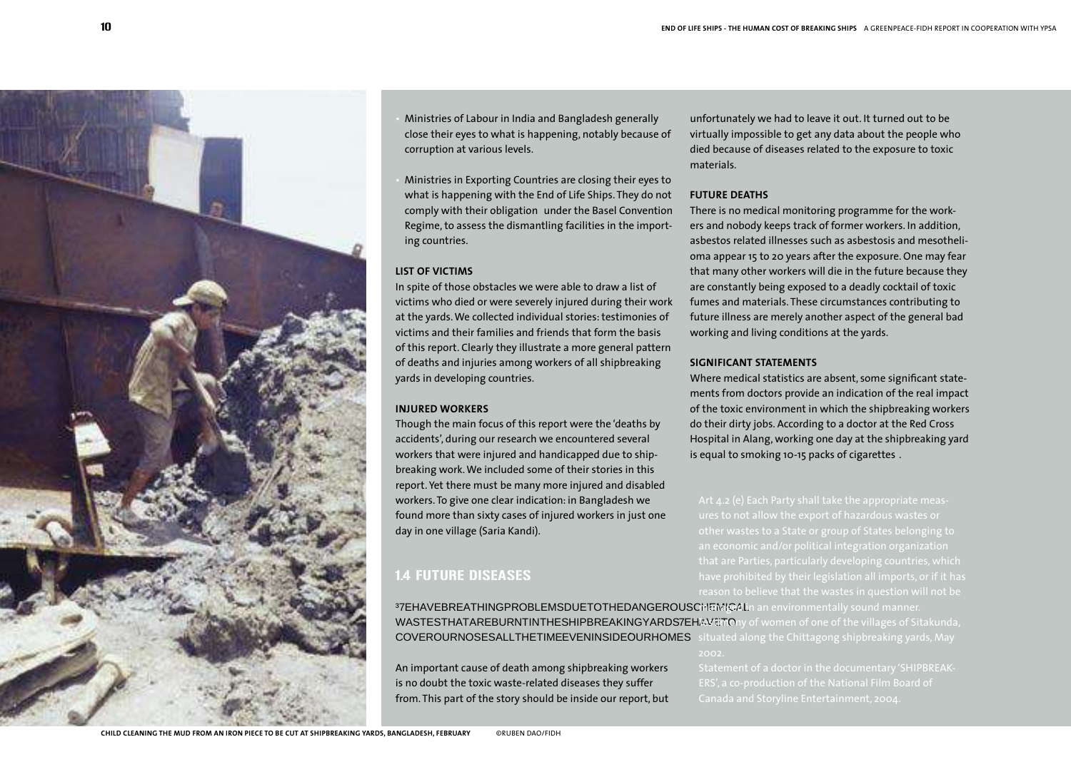- Ministries of Labour in India and Bangladesh generally close their eyes to what is happening, notably because of corruption at various levels.
- Ministries in Exporting Countries are closing their eyes to what is happening with the End of Life Ships. They do not comply with their obligation under the Basel Convention Regime, to assess the dismantling facilities in the importing countries.

### LIST OF VICTIMS

In spite of those obstacles we were able to draw a list of victims who died or were severely injured during their work at the yards. We collected individual stories: testimonies of victims and their families and friends that form the basis of this report. Clearly they illustrate a more general pattern of deaths and injuries among workers of all shipbreaking yards in developing countries.

### INJURED WORKERS

Though the main focus of this report were the 'deaths by accidents', during our research we encountered several workers that were injured and handicapped due to shipbreaking work. We included some of their stories in this report. Yet there must be many more injured and disabled workers. To give one clear indication: in Bangladesh we found more than sixty cases of injured workers in just one day in one village (Saria Kandi).

## 1.4 FUTURE DISEASES

³7EHAVEBREATHINGPROBLEMSDUETOTHEDANGEROUSCHEMICAL WASTESTHATAREBURNTINTHESHIPBREAKINGYARDS7EHAVETO COVEROURNOSESALLTHETIMEEVENINSIDEOURHOMES

An important cause of death among shipbreaking workers is no doubt the toxic waste-related diseases they suffer from. This part of the story should be inside our report, but unfortunately we had to leave it out. It turned out to be virtually impossible to get any data about the people who died because of diseases related to the exposure to toxic materials.

### FUTURE DEATHS

There is no medical monitoring programme for the workers and nobody keeps track of former workers. In addition, asbestos related illnesses such as asbestosis and mesothelioma appear 15 to 20 years after the exposure. One may fear that many other workers will die in the future because they are constantly being exposed to a deadly cocktail of toxic fumes and materials. These circumstances contributing to future illness are merely another aspect of the general bad working and living conditions at the yards.

### SIGNIFICANT STATEMENTS

Where medical statistics are absent, some significant statements from doctors provide an indication of the real impact of the toxic environment in which the shipbreaking workers do their dirty jobs. According to a doctor at the Red Cross Hospital in Alang, working one day at the shipbreaking yard is equal to smoking 10-15 packs of cigarettes .

Art 4.2 (e) Each Party shall take the appropriate measures to not allow the export of hazardous wastes or other wastes to a State or group of States belonging to an economic and/or political integration organization that are Parties, particularly developing countries, which have prohibited by their legislation all imports, or if it has reason to believe that the wastes in question will not be managed in an environmentally sound manner.

Testimony of women of one of the villages of Sitakunda, situated along the Chittagong shipbreaking yards, May 2002.

Statement of a doctor in the documentary 'SHIPBREAKERS', a co-production of the National Film Board of Canada and Storyline Entertainment, 2004.

CHILD CLEANING THE MUD FROM AN IRON PIECE TO BE CUT AT SHIPBREAKING YARDS, BANGLADESH, FEBRUARY ©RUBEN DAO/FIDH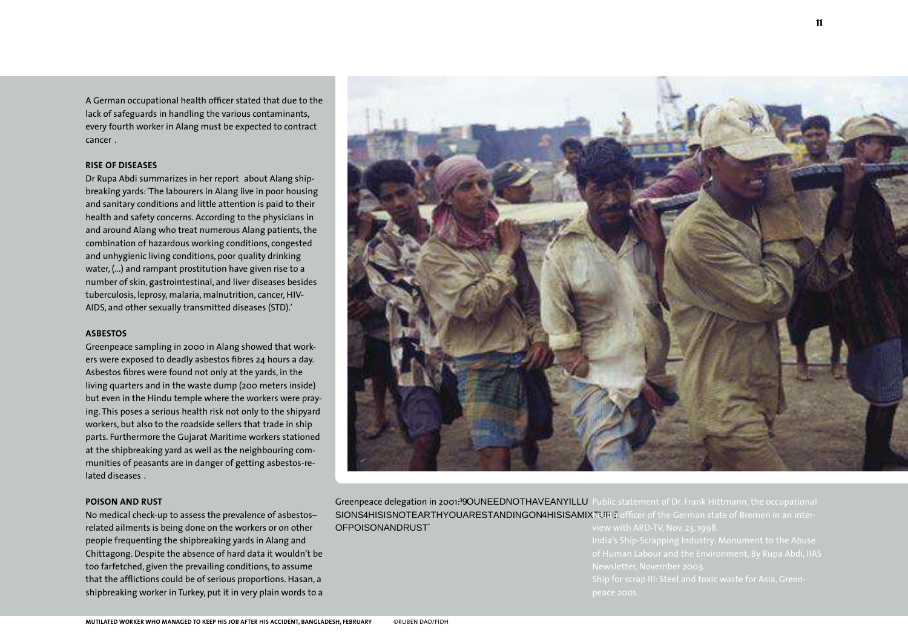A German occupational health officer stated that due to the lack of safeguards in handling the various contaminants, every fourth worker in Alang must be expected to contract cancer .

**RISE OF DISEASES**

Dr Rupa Abdi summarizes in her report about Alang shipbreaking yards: 'The labourers in Alang live in poor housing and sanitary conditions and little attention is paid to their health and safety concerns. According to the physicians in and around Alang who treat numerous Alang patients, the combination of hazardous working conditions, congested and unhygienic living conditions, poor quality drinking water, (...) and rampant prostitution have given rise to a number of skin, gastrointestinal, and liver diseases besides tuberculosis, leprosy, malaria, malnutrition, cancer, HIV-AIDS, and other sexually transmitted diseases (STD).'

**ASBESTOS**

Greenpeace sampling in 2000 in Alang showed that workers were exposed to deadly asbestos fibres 24 hours a day. Asbestos fibres were found not only at the yards, in the living quarters and in the waste dump (200 meters inside) but even in the Hindu temple where the workers were praying. This poses a serious health risk not only to the shipyard workers, but also to the roadside sellers that trade in ship parts. Furthermore the Gujarat Maritime workers stationed at the shipbreaking yard as well as the neighbouring communities of peasants are in danger of getting asbestos-related diseases .

**POISON AND RUST**

No medical check-up to assess the prevalence of asbestos–related ailments is being done on the workers or on other people frequenting the shipbreaking yards in Alang and Chittagong. Despite the absence of hard data it wouldn't be too farfetched, given the prevailing conditions, to assume that the afflictions could be of serious proportions. Hasan, a shipbreaking worker in Turkey, put it in very plain words to a Greenpeace delegation in 2001:³9OUNEEDNOTHAVEANYILLUSIONS4HISISNOTEARTHYOUARESTANDINGON4HISISAMIXTUREOFPOISONANDRUST´

Public statement of Dr. Frank Hittmann, the occupational health officer of the German state of Bremen in an interview with ARD-TV, Nov. 23, 1998.

India's Ship-Scrapping Industry: Monument to the Abuse of Human Labour and the Environment, By Rupa Abdi, IIAS Newsletter, November 2003.

Ship for scrap III: Steel and toxic waste for Asia, Greenpeace 2001.

MUTILATED WORKER WHO MANAGED TO KEEP HIS JOB AFTER HIS ACCIDENT, BANGLADESH, FEBRUARY ©RUBEN DAO/FIDH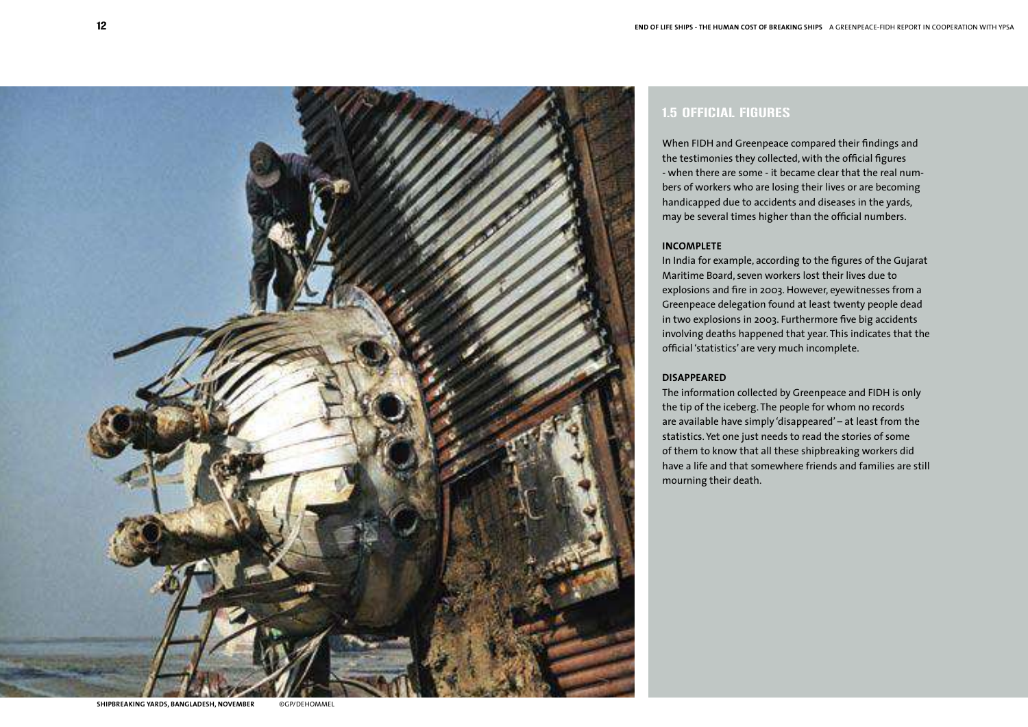## 1.5 OFFICIAL FIGURES

When FIDH and Greenpeace compared their findings and the testimonies they collected, with the official figures - when there are some - it became clear that the real numbers of workers who are losing their lives or are becoming handicapped due to accidents and diseases in the yards, may be several times higher than the official numbers.

### INCOMPLETE

In India for example, according to the figures of the Gujarat Maritime Board, seven workers lost their lives due to explosions and fire in 2003. However, eyewitnesses from a Greenpeace delegation found at least twenty people dead in two explosions in 2003. Furthermore five big accidents involving deaths happened that year. This indicates that the official 'statistics' are very much incomplete.

### DISAPPEARED

The information collected by Greenpeace and FIDH is only the tip of the iceberg. The people for whom no records are available have simply 'disappeared' – at least from the statistics. Yet one just needs to read the stories of some of them to know that all these shipbreaking workers did have a life and that somewhere friends and families are still mourning their death.

**SHIPBREAKING YARDS, BANGLADESH, NOVEMBER** ©GP/DEHOMMEL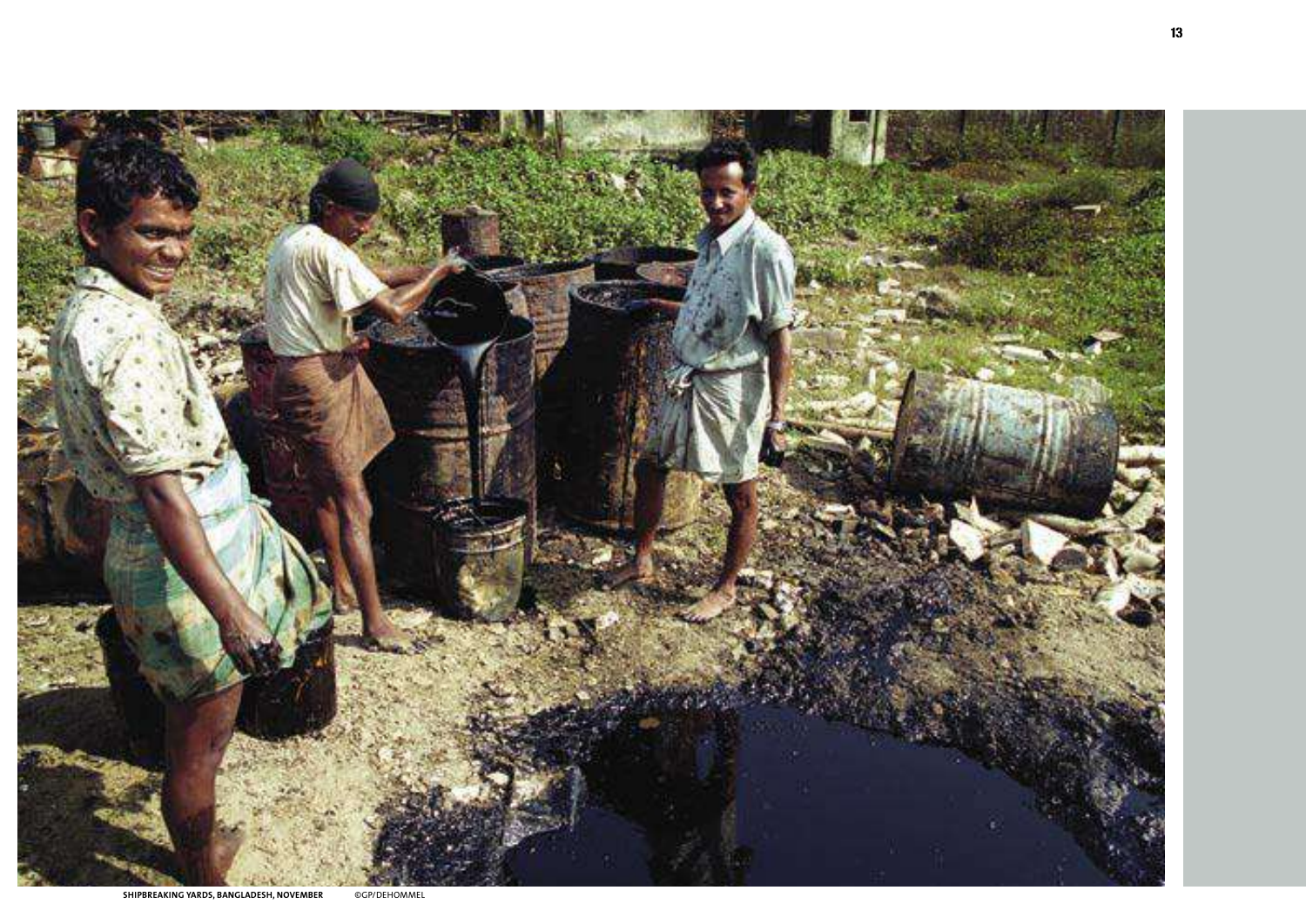SHIPBREAKING YARDS, BANGLADESH, NOVEMBER ©GP/DEHOMMEL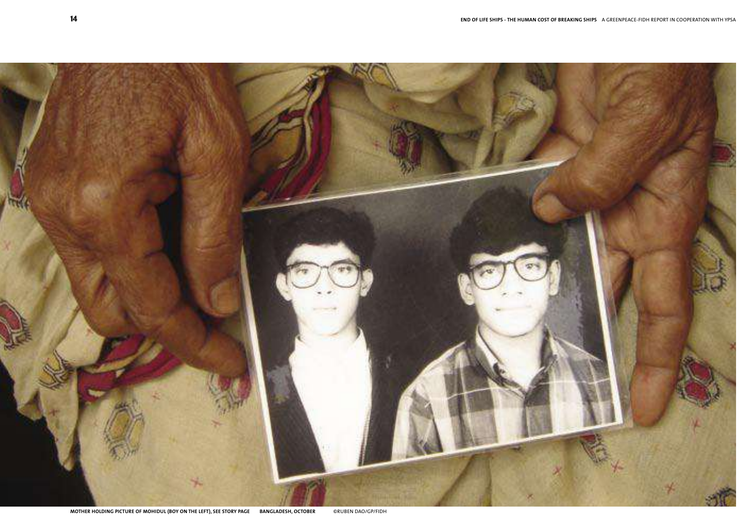MOTHER HOLDING PICTURE OF MOHIDUL (BOY ON THE LEFT), SEE STORY PAGE BANGLADESH, OCTOBER ©RUBEN DAO/GP/FIDH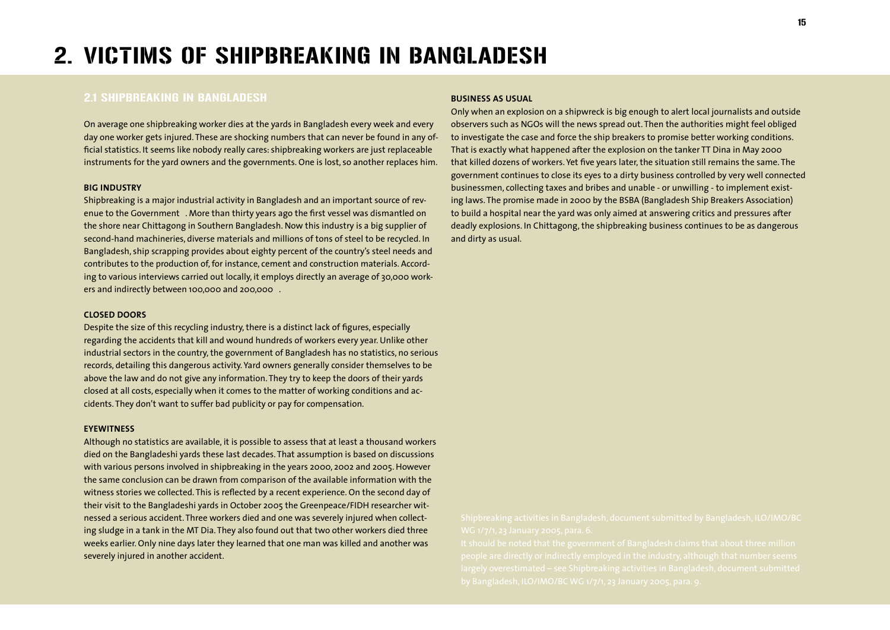# 2. VICTIMS OF SHIPBREAKING IN BANGLADESH

## 2.1 SHIPBREAKING IN BANGLADESH

On average one shipbreaking worker dies at the yards in Bangladesh every week and every day one worker gets injured. These are shocking numbers that can never be found in any official statistics. It seems like nobody really cares: shipbreaking workers are just replaceable instruments for the yard owners and the governments. One is lost, so another replaces him.

**BIG INDUSTRY**

Shipbreaking is a major industrial activity in Bangladesh and an important source of revenue to the Government . More than thirty years ago the first vessel was dismantled on the shore near Chittagong in Southern Bangladesh. Now this industry is a big supplier of second-hand machineries, diverse materials and millions of tons of steel to be recycled. In Bangladesh, ship scrapping provides about eighty percent of the country's steel needs and contributes to the production of, for instance, cement and construction materials. According to various interviews carried out locally, it employs directly an average of 30,000 workers and indirectly between 100,000 and 200,000 .

**CLOSED DOORS**

Despite the size of this recycling industry, there is a distinct lack of figures, especially regarding the accidents that kill and wound hundreds of workers every year. Unlike other industrial sectors in the country, the government of Bangladesh has no statistics, no serious records, detailing this dangerous activity. Yard owners generally consider themselves to be above the law and do not give any information. They try to keep the doors of their yards closed at all costs, especially when it comes to the matter of working conditions and accidents. They don't want to suffer bad publicity or pay for compensation.

**EYEWITNESS**

Although no statistics are available, it is possible to assess that at least a thousand workers died on the Bangladeshi yards these last decades. That assumption is based on discussions with various persons involved in shipbreaking in the years 2000, 2002 and 2005. However the same conclusion can be drawn from comparison of the available information with the witness stories we collected. This is reflected by a recent experience. On the second day of their visit to the Bangladeshi yards in October 2005 the Greenpeace/FIDH researcher witnessed a serious accident. Three workers died and one was severely injured when collecting sludge in a tank in the MT Dia. They also found out that two other workers died three weeks earlier. Only nine days later they learned that one man was killed and another was severely injured in another accident.

**BUSINESS AS USUAL**

Only when an explosion on a shipwreck is big enough to alert local journalists and outside observers such as NGOs will the news spread out. Then the authorities might feel obliged to investigate the case and force the ship breakers to promise better working conditions. That is exactly what happened after the explosion on the tanker TT Dina in May 2000 that killed dozens of workers. Yet five years later, the situation still remains the same. The government continues to close its eyes to a dirty business controlled by very well connected businessmen, collecting taxes and bribes and unable - or unwilling - to implement existing laws. The promise made in 2000 by the BSBA (Bangladesh Ship Breakers Association) to build a hospital near the yard was only aimed at answering critics and pressures after deadly explosions. In Chittagong, the shipbreaking business continues to be as dangerous and dirty as usual.

Shipbreaking activities in Bangladesh, document submitted by Bangladesh, ILO/IMO/BC WG 1/7/1, 23 January 2005, para. 6.

It should be noted that the government of Bangladesh claims that about three million people are directly or indirectly employed in the industry, although that number seems largely overestimated – see Shipbreaking activities in Bangladesh, document submitted by Bangladesh, ILO/IMO/BC WG 1/7/1, 23 January 2005, para. 9.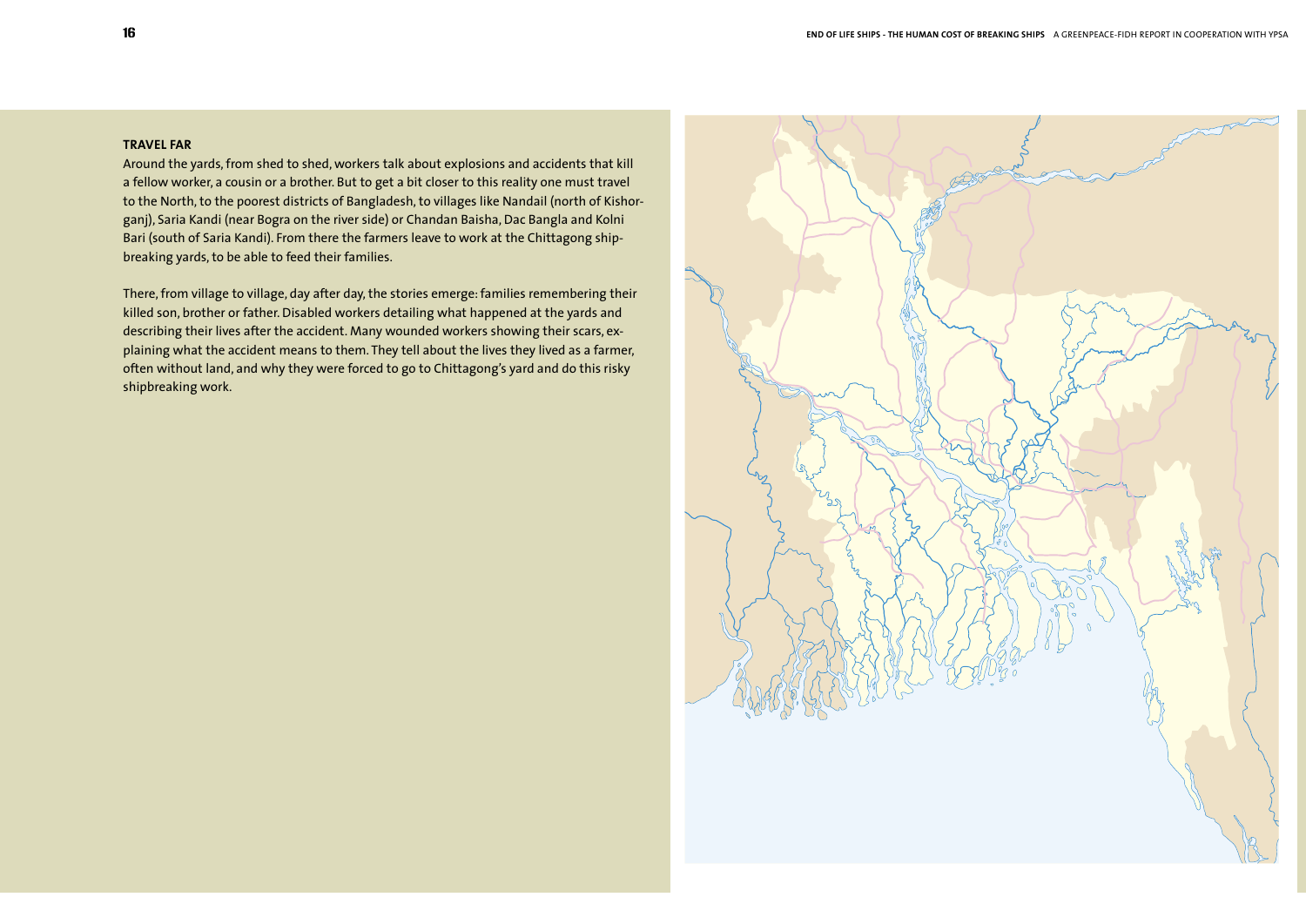### TRAVEL FAR

Around the yards, from shed to shed, workers talk about explosions and accidents that kill a fellow worker, a cousin or a brother. But to get a bit closer to this reality one must travel to the North, to the poorest districts of Bangladesh, to villages like Nandail (north of Kishorganj), Saria Kandi (near Bogra on the river side) or Chandan Baisha, Dac Bangla and Kolni Bari (south of Saria Kandi). From there the farmers leave to work at the Chittagong shipbreaking yards, to be able to feed their families.

There, from village to village, day after day, the stories emerge: families remembering their killed son, brother or father. Disabled workers detailing what happened at the yards and describing their lives after the accident. Many wounded workers showing their scars, explaining what the accident means to them. They tell about the lives they lived as a farmer, often without land, and why they were forced to go to Chittagong's yard and do this risky shipbreaking work.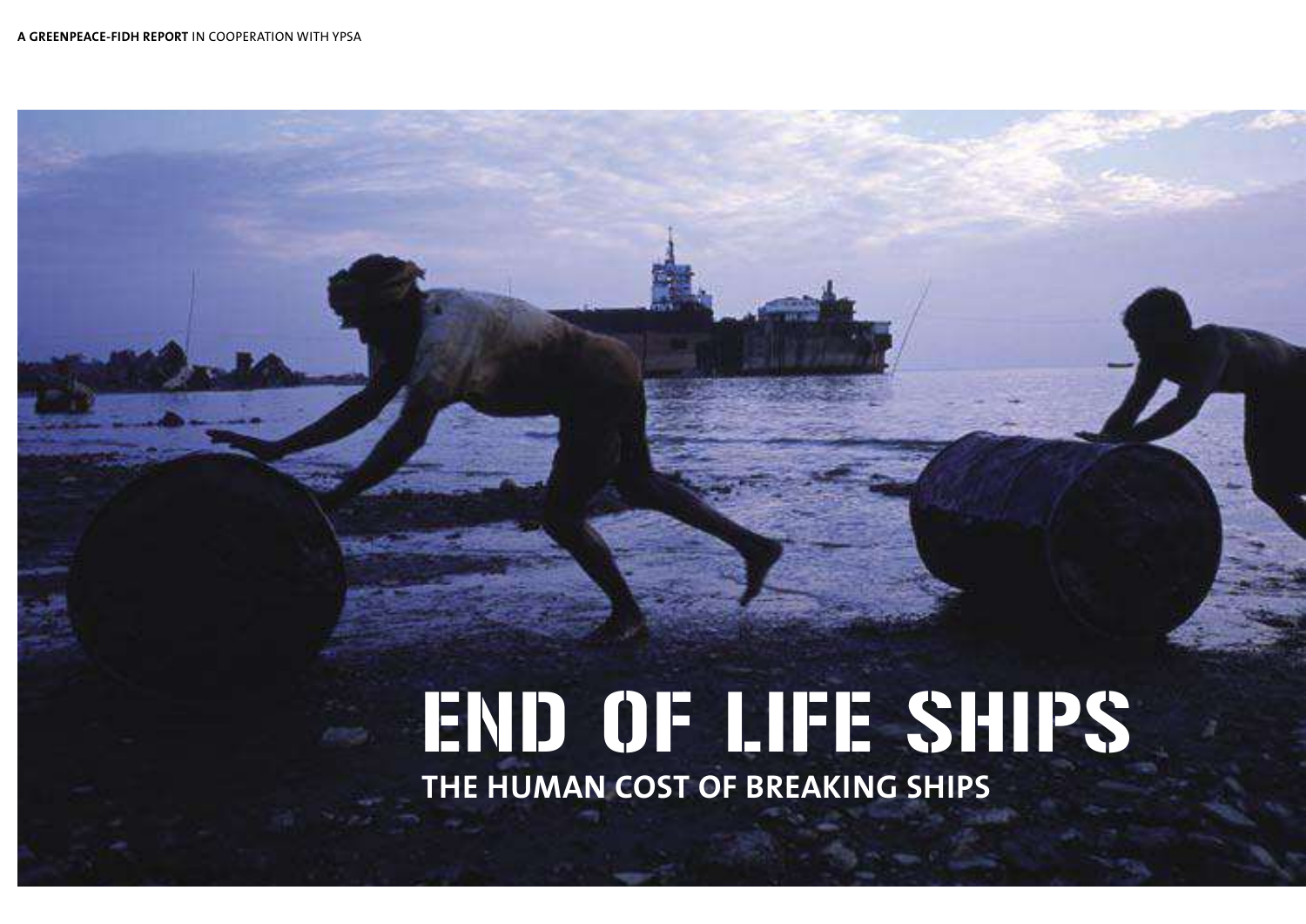**A GREENPEACE-FIDH REPORT** IN COOPERATION WITH YPSA

# END OF LIFE SHIPS

## THE HUMAN COST OF BREAKING SHIPS